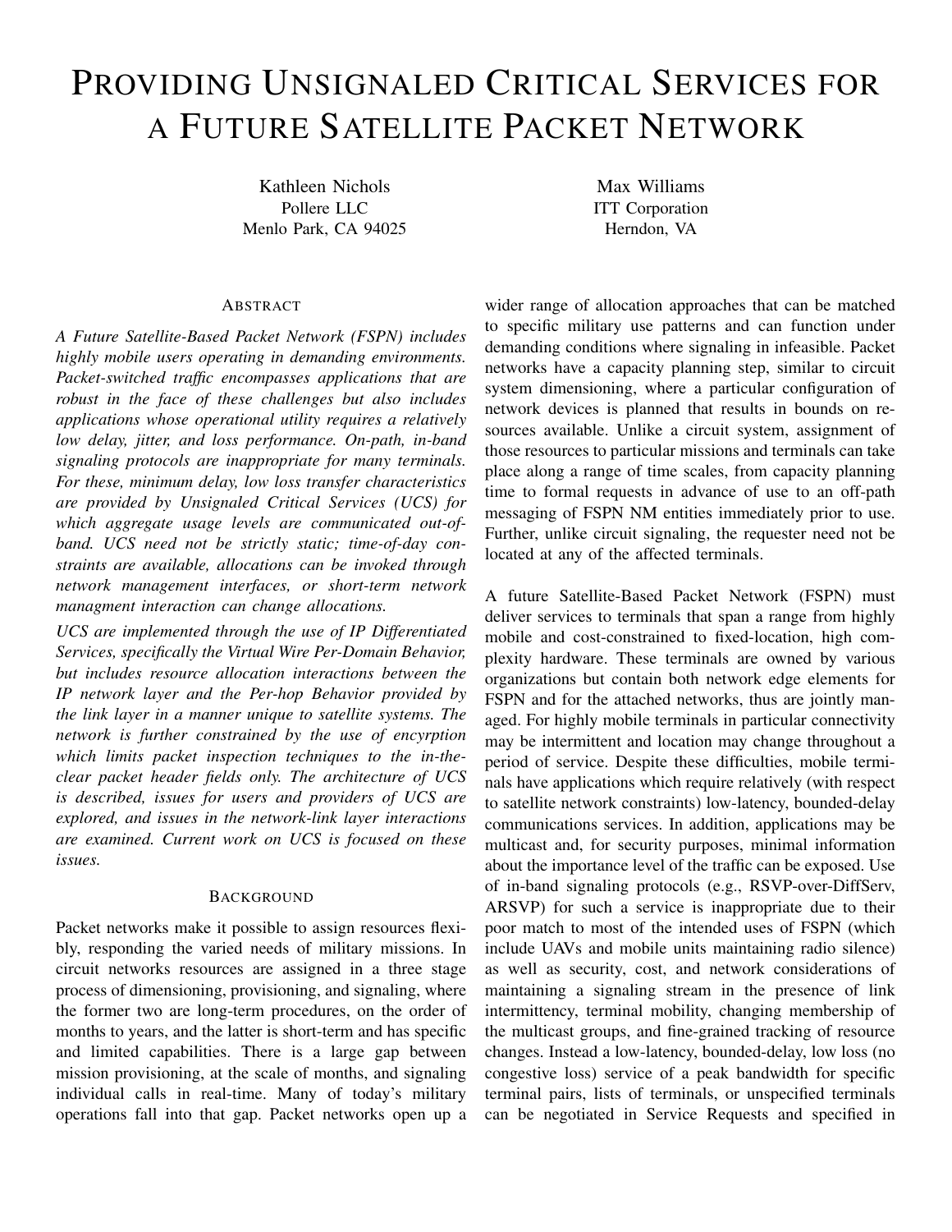# Providing Unsignaled Critical Services for a Future Satellite Packet Network

Kathleen Nichols
Pollere LLC
Menlo Park, CA 94025

Max Williams
ITT Corporation
Herndon, VA

## Abstract

*A Future Satellite-Based Packet Network (FSPN) includes highly mobile users operating in demanding environments. Packet-switched traffic encompasses applications that are robust in the face of these challenges but also includes applications whose operational utility requires a relatively low delay, jitter, and loss performance. On-path, in-band signaling protocols are inappropriate for many terminals. For these, minimum delay, low loss transfer characteristics are provided by Unsignaled Critical Services (UCS) for which aggregate usage levels are communicated out-of-band. UCS need not be strictly static; time-of-day constraints are available, allocations can be invoked through network management interfaces, or short-term network managment interaction can change allocations.*

*UCS are implemented through the use of IP Differentiated Services, specifically the Virtual Wire Per-Domain Behavior, but includes resource allocation interactions between the IP network layer and the Per-hop Behavior provided by the link layer in a manner unique to satellite systems. The network is further constrained by the use of encyrption which limits packet inspection techniques to the in-the-clear packet header fields only. The architecture of UCS is described, issues for users and providers of UCS are explored, and issues in the network-link layer interactions are examined. Current work on UCS is focused on these issues.*

## Background

Packet networks make it possible to assign resources flexibly, responding the varied needs of military missions. In circuit networks resources are assigned in a three stage process of dimensioning, provisioning, and signaling, where the former two are long-term procedures, on the order of months to years, and the latter is short-term and has specific and limited capabilities. There is a large gap between mission provisioning, at the scale of months, and signaling individual calls in real-time. Many of today's military operations fall into that gap. Packet networks open up a wider range of allocation approaches that can be matched to specific military use patterns and can function under demanding conditions where signaling in infeasible. Packet networks have a capacity planning step, similar to circuit system dimensioning, where a particular configuration of network devices is planned that results in bounds on resources available. Unlike a circuit system, assignment of those resources to particular missions and terminals can take place along a range of time scales, from capacity planning time to formal requests in advance of use to an off-path messaging of FSPN NM entities immediately prior to use. Further, unlike circuit signaling, the requester need not be located at any of the affected terminals.

A future Satellite-Based Packet Network (FSPN) must deliver services to terminals that span a range from highly mobile and cost-constrained to fixed-location, high complexity hardware. These terminals are owned by various organizations but contain both network edge elements for FSPN and for the attached networks, thus are jointly managed. For highly mobile terminals in particular connectivity may be intermittent and location may change throughout a period of service. Despite these difficulties, mobile terminals have applications which require relatively (with respect to satellite network constraints) low-latency, bounded-delay communications services. In addition, applications may be multicast and, for security purposes, minimal information about the importance level of the traffic can be exposed. Use of in-band signaling protocols (e.g., RSVP-over-DiffServ, ARSVP) for such a service is inappropriate due to their poor match to most of the intended uses of FSPN (which include UAVs and mobile units maintaining radio silence) as well as security, cost, and network considerations of maintaining a signaling stream in the presence of link intermittency, terminal mobility, changing membership of the multicast groups, and fine-grained tracking of resource changes. Instead a low-latency, bounded-delay, low loss (no congestive loss) service of a peak bandwidth for specific terminal pairs, lists of terminals, or unspecified terminals can be negotiated in Service Requests and specified in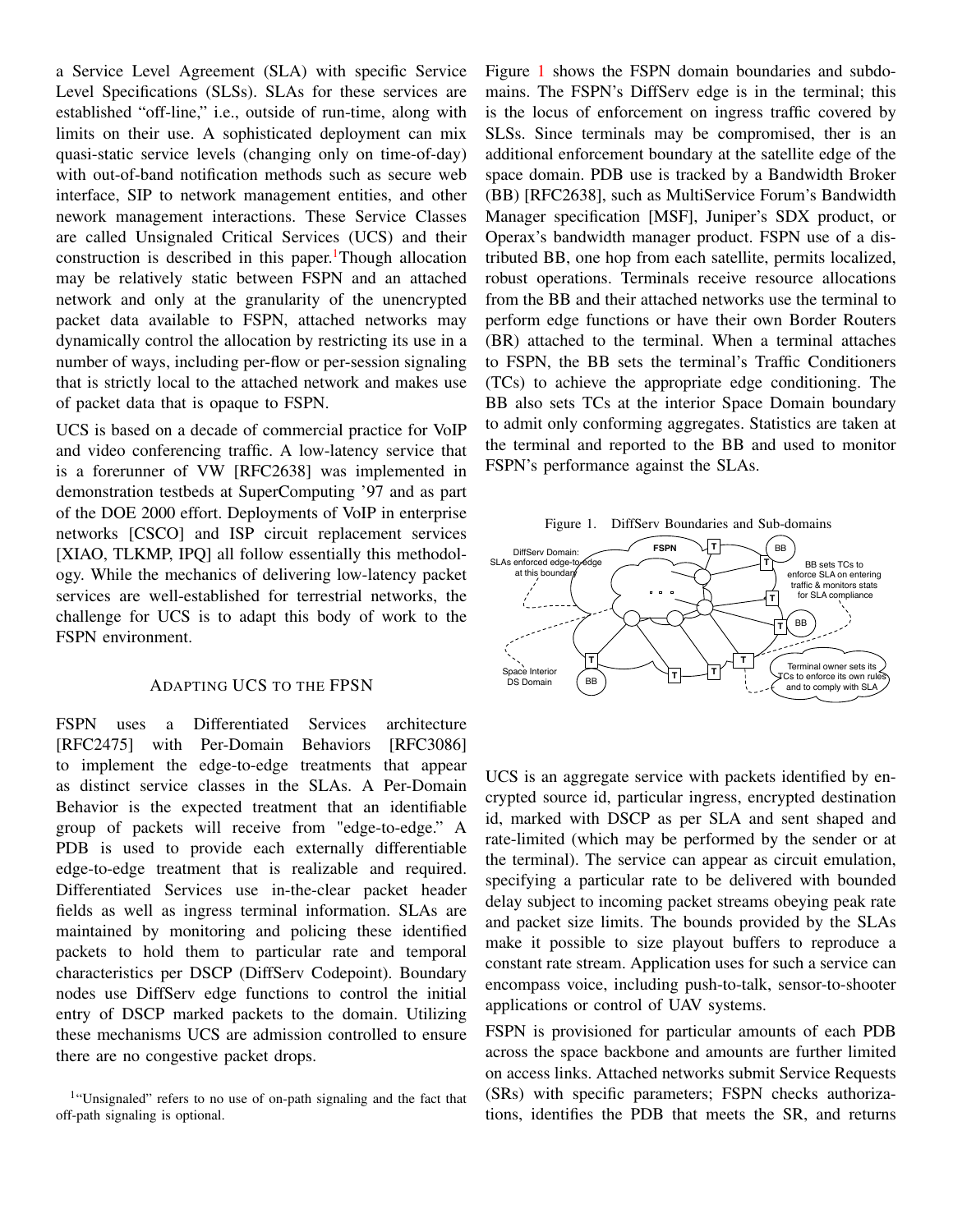a Service Level Agreement (SLA) with specific Service Level Specifications (SLSs). SLAs for these services are established "off-line," i.e., outside of run-time, along with limits on their use. A sophisticated deployment can mix quasi-static service levels (changing only on time-of-day) with out-of-band notification methods such as secure web interface, SIP to network management entities, and other nework management interactions. These Service Classes are called Unsignaled Critical Services (UCS) and their construction is described in this paper.[1] Though allocation may be relatively static between FSPN and an attached network and only at the granularity of the unencrypted packet data available to FSPN, attached networks may dynamically control the allocation by restricting its use in a number of ways, including per-flow or per-session signaling that is strictly local to the attached network and makes use of packet data that is opaque to FSPN.

UCS is based on a decade of commercial practice for VoIP and video conferencing traffic. A low-latency service that is a forerunner of VW [RFC2638] was implemented in demonstration testbeds at SuperComputing '97 and as part of the DOE 2000 effort. Deployments of VoIP in enterprise networks [CSCO] and ISP circuit replacement services [XIAO, TLKMP, IPQ] all follow essentially this methodology. While the mechanics of delivering low-latency packet services are well-established for terrestrial networks, the challenge for UCS is to adapt this body of work to the FSPN environment.

## Adapting UCS to the FPSN

FSPN uses a Differentiated Services architecture [RFC2475] with Per-Domain Behaviors [RFC3086] to implement the edge-to-edge treatments that appear as distinct service classes in the SLAs. A Per-Domain Behavior is the expected treatment that an identifiable group of packets will receive from "edge-to-edge." A PDB is used to provide each externally differentiable edge-to-edge treatment that is realizable and required. Differentiated Services use in-the-clear packet header fields as well as ingress terminal information. SLAs are maintained by monitoring and policing these identified packets to hold them to particular rate and temporal characteristics per DSCP (DiffServ Codepoint). Boundary nodes use DiffServ edge functions to control the initial entry of DSCP marked packets to the domain. Utilizing these mechanisms UCS are admission controlled to ensure there are no congestive packet drops.

[1] "Unsignaled" refers to no use of on-path signaling and the fact that off-path signaling is optional.

Figure 1 shows the FSPN domain boundaries and subdomains. The FSPN's DiffServ edge is in the terminal; this is the locus of enforcement on ingress traffic covered by SLSs. Since terminals may be compromised, ther is an additional enforcement boundary at the satellite edge of the space domain. PDB use is tracked by a Bandwidth Broker (BB) [RFC2638], such as MultiService Forum's Bandwidth Manager specification [MSF], Juniper's SDX product, or Operax's bandwidth manager product. FSPN use of a distributed BB, one hop from each satellite, permits localized, robust operations. Terminals receive resource allocations from the BB and their attached networks use the terminal to perform edge functions or have their own Border Routers (BR) attached to the terminal. When a terminal attaches to FSPN, the BB sets the terminal's Traffic Conditioners (TCs) to achieve the appropriate edge conditioning. The BB also sets TCs at the interior Space Domain boundary to admit only conforming aggregates. Statistics are taken at the terminal and reported to the BB and used to monitor FSPN's performance against the SLAs.

Figure 1. DiffServ Boundaries and Sub-domains

UCS is an aggregate service with packets identified by encrypted source id, particular ingress, encrypted destination id, marked with DSCP as per SLA and sent shaped and rate-limited (which may be performed by the sender or at the terminal). The service can appear as circuit emulation, specifying a particular rate to be delivered with bounded delay subject to incoming packet streams obeying peak rate and packet size limits. The bounds provided by the SLAs make it possible to size playout buffers to reproduce a constant rate stream. Application uses for such a service can encompass voice, including push-to-talk, sensor-to-shooter applications or control of UAV systems.

FSPN is provisioned for particular amounts of each PDB across the space backbone and amounts are further limited on access links. Attached networks submit Service Requests (SRs) with specific parameters; FSPN checks authorizations, identifies the PDB that meets the SR, and returns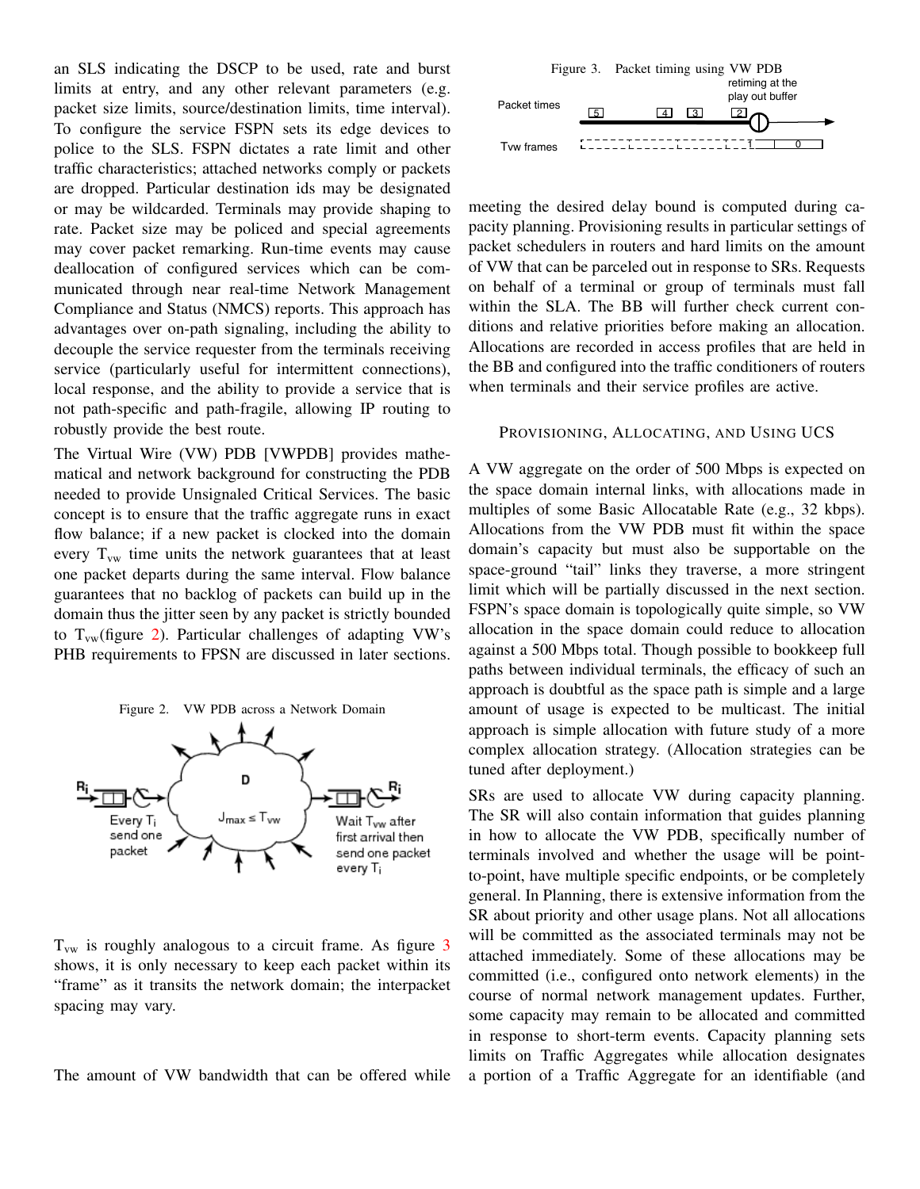an SLS indicating the DSCP to be used, rate and burst limits at entry, and any other relevant parameters (e.g. packet size limits, source/destination limits, time interval). To configure the service FSPN sets its edge devices to police to the SLS. FSPN dictates a rate limit and other traffic characteristics; attached networks comply or packets are dropped. Particular destination ids may be designated or may be wildcarded. Terminals may provide shaping to rate. Packet size may be policed and special agreements may cover packet remarking. Run-time events may cause deallocation of configured services which can be communicated through near real-time Network Management Compliance and Status (NMCS) reports. This approach has advantages over on-path signaling, including the ability to decouple the service requester from the terminals receiving service (particularly useful for intermittent connections), local response, and the ability to provide a service that is not path-specific and path-fragile, allowing IP routing to robustly provide the best route.

The Virtual Wire (VW) PDB [VWPDB] provides mathematical and network background for constructing the PDB needed to provide Unsignaled Critical Services. The basic concept is to ensure that the traffic aggregate runs in exact flow balance; if a new packet is clocked into the domain every $T_{vw}$ time units the network guarantees that at least one packet departs during the same interval. Flow balance guarantees that no backlog of packets can build up in the domain thus the jitter seen by any packet is strictly bounded to $T_{vw}$(figure 2). Particular challenges of adapting VW's PHB requirements to FPSN are discussed in later sections.

Figure 2. VW PDB across a Network Domain

$R_i$

Every $T_i$ send one packet

D

$J_{max} \leq T_{vw}$

$R_i$

Wait $T_{vw}$ after first arrival then send one packet every $T_i$

$T_{vw}$ is roughly analogous to a circuit frame. As figure 3 shows, it is only necessary to keep each packet within its "frame" as it transits the network domain; the interpacket spacing may vary.

Figure 3. Packet timing using VW PDB

Packet times

5 4 3 2

retiming at the play out buffer

Tvw frames

1 0

The amount of VW bandwidth that can be offered while meeting the desired delay bound is computed during capacity planning. Provisioning results in particular settings of packet schedulers in routers and hard limits on the amount of VW that can be parceled out in response to SRs. Requests on behalf of a terminal or group of terminals must fall within the SLA. The BB will further check current conditions and relative priorities before making an allocation. Allocations are recorded in access profiles that are held in the BB and configured into the traffic conditioners of routers when terminals and their service profiles are active.

## Provisioning, Allocating, and Using UCS

A VW aggregate on the order of 500 Mbps is expected on the space domain internal links, with allocations made in multiples of some Basic Allocatable Rate (e.g., 32 kbps). Allocations from the VW PDB must fit within the space domain's capacity but must also be supportable on the space-ground "tail" links they traverse, a more stringent limit which will be partially discussed in the next section. FSPN's space domain is topologically quite simple, so VW allocation in the space domain could reduce to allocation against a 500 Mbps total. Though possible to bookkeep full paths between individual terminals, the efficacy of such an approach is doubtful as the space path is simple and a large amount of usage is expected to be multicast. The initial approach is simple allocation with future study of a more complex allocation strategy. (Allocation strategies can be tuned after deployment.)

SRs are used to allocate VW during capacity planning. The SR will also contain information that guides planning in how to allocate the VW PDB, specifically number of terminals involved and whether the usage will be point-to-point, have multiple specific endpoints, or be completely general. In Planning, there is extensive information from the SR about priority and other usage plans. Not all allocations will be committed as the associated terminals may not be attached immediately. Some of these allocations may be committed (i.e., configured onto network elements) in the course of normal network management updates. Further, some capacity may remain to be allocated and committed in response to short-term events. Capacity planning sets limits on Traffic Aggregates while allocation designates a portion of a Traffic Aggregate for an identifiable (and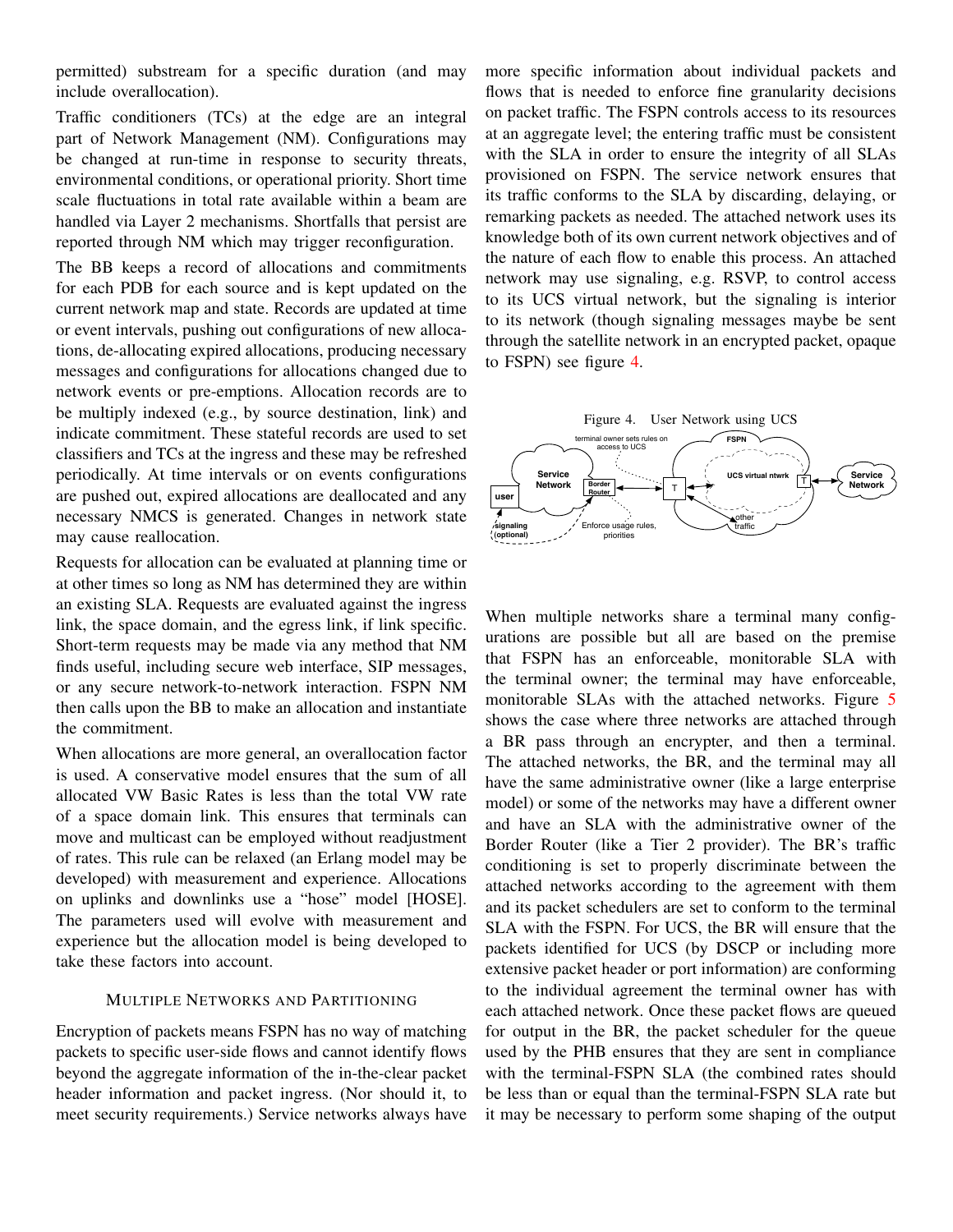permitted) substream for a specific duration (and may include overallocation).

Traffic conditioners (TCs) at the edge are an integral part of Network Management (NM). Configurations may be changed at run-time in response to security threats, environmental conditions, or operational priority. Short time scale fluctuations in total rate available within a beam are handled via Layer 2 mechanisms. Shortfalls that persist are reported through NM which may trigger reconfiguration.

The BB keeps a record of allocations and commitments for each PDB for each source and is kept updated on the current network map and state. Records are updated at time or event intervals, pushing out configurations of new allocations, de-allocating expired allocations, producing necessary messages and configurations for allocations changed due to network events or pre-emptions. Allocation records are to be multiply indexed (e.g., by source destination, link) and indicate commitment. These stateful records are used to set classifiers and TCs at the ingress and these may be refreshed periodically. At time intervals or on events configurations are pushed out, expired allocations are deallocated and any necessary NMCS is generated. Changes in network state may cause reallocation.

Requests for allocation can be evaluated at planning time or at other times so long as NM has determined they are within an existing SLA. Requests are evaluated against the ingress link, the space domain, and the egress link, if link specific. Short-term requests may be made via any method that NM finds useful, including secure web interface, SIP messages, or any secure network-to-network interaction. FSPN NM then calls upon the BB to make an allocation and instantiate the commitment.

When allocations are more general, an overallocation factor is used. A conservative model ensures that the sum of all allocated VW Basic Rates is less than the total VW rate of a space domain link. This ensures that terminals can move and multicast can be employed without readjustment of rates. This rule can be relaxed (an Erlang model may be developed) with measurement and experience. Allocations on uplinks and downlinks use a "hose" model [HOSE]. The parameters used will evolve with measurement and experience but the allocation model is being developed to take these factors into account.

## Multiple Networks and Partitioning

Encryption of packets means FSPN has no way of matching packets to specific user-side flows and cannot identify flows beyond the aggregate information of the in-the-clear packet header information and packet ingress. (Nor should it, to meet security requirements.) Service networks always have more specific information about individual packets and flows that is needed to enforce fine granularity decisions on packet traffic. The FSPN controls access to its resources at an aggregate level; the entering traffic must be consistent with the SLA in order to ensure the integrity of all SLAs provisioned on FSPN. The service network ensures that its traffic conforms to the SLA by discarding, delaying, or remarking packets as needed. The attached network uses its knowledge both of its own current network objectives and of the nature of each flow to enable this process. An attached network may use signaling, e.g. RSVP, to control access to its UCS virtual network, but the signaling is interior to its network (though signaling messages maybe be sent through the satellite network in an encrypted packet, opaque to FSPN) see figure 4.

Figure 4. User Network using UCS

When multiple networks share a terminal many configurations are possible but all are based on the premise that FSPN has an enforceable, monitorable SLA with the terminal owner; the terminal may have enforceable, monitorable SLAs with the attached networks. Figure 5 shows the case where three networks are attached through a BR pass through an encrypter, and then a terminal. The attached networks, the BR, and the terminal may all have the same administrative owner (like a large enterprise model) or some of the networks may have a different owner and have an SLA with the administrative owner of the Border Router (like a Tier 2 provider). The BR's traffic conditioning is set to properly discriminate between the attached networks according to the agreement with them and its packet schedulers are set to conform to the terminal SLA with the FSPN. For UCS, the BR will ensure that the packets identified for UCS (by DSCP or including more extensive packet header or port information) are conforming to the individual agreement the terminal owner has with each attached network. Once these packet flows are queued for output in the BR, the packet scheduler for the queue used by the PHB ensures that they are sent in compliance with the terminal-FSPN SLA (the combined rates should be less than or equal than the terminal-FSPN SLA rate but it may be necessary to perform some shaping of the output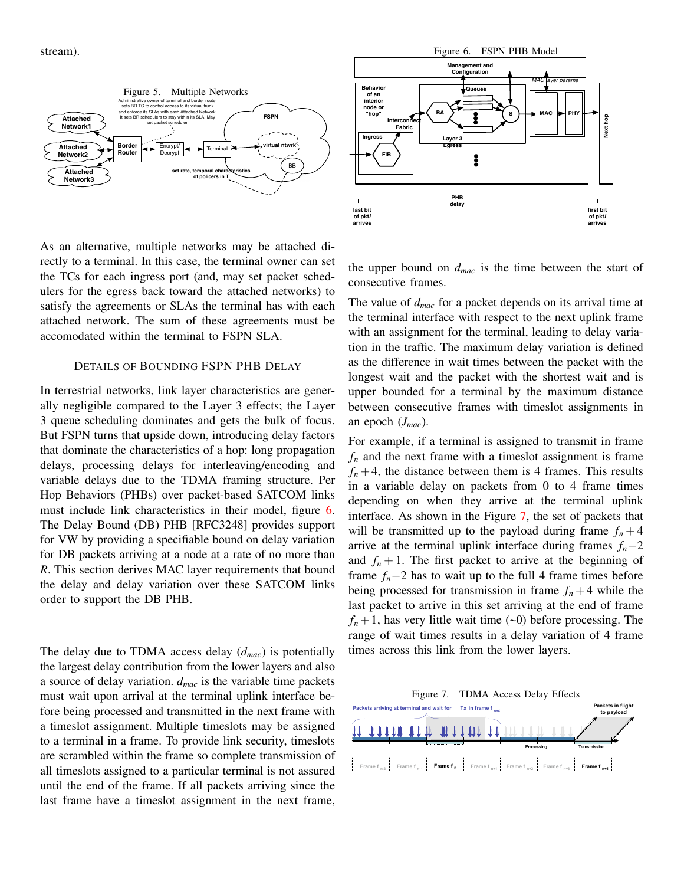stream).

Figure 5. Multiple Networks

As an alternative, multiple networks may be attached directly to a terminal. In this case, the terminal owner can set the TCs for each ingress port (and, may set packet schedulers for the egress back toward the attached networks) to satisfy the agreements or SLAs the terminal has with each attached network. The sum of these agreements must be accomodated within the terminal to FSPN SLA.

## Details of Bounding FSPN PHB Delay

In terrestrial networks, link layer characteristics are generally negligible compared to the Layer 3 effects; the Layer 3 queue scheduling dominates and gets the bulk of focus. But FSPN turns that upside down, introducing delay factors that dominate the characteristics of a hop: long propagation delays, processing delays for interleaving/encoding and variable delays due to the TDMA framing structure. Per Hop Behaviors (PHBs) over packet-based SATCOM links must include link characteristics in their model, figure 6. The Delay Bound (DB) PHB [RFC3248] provides support for VW by providing a specifiable bound on delay variation for DB packets arriving at a node at a rate of no more than *R*. This section derives MAC layer requirements that bound the delay and delay variation over these SATCOM links order to support the DB PHB.

The delay due to TDMA access delay ($d_{mac}$) is potentially the largest delay contribution from the lower layers and also a source of delay variation. $d_{mac}$ is the variable time packets must wait upon arrival at the terminal uplink interface before being processed and transmitted in the next frame with a timeslot assignment. Multiple timeslots may be assigned to a terminal in a frame. To provide link security, timeslots are scrambled within the frame so complete transmission of all timeslots assigned to a particular terminal is not assured until the end of the frame. If all packets arriving since the last frame have a timeslot assignment in the next frame, the upper bound on $d_{mac}$ is the time between the start of consecutive frames.

Figure 6. FSPN PHB Model

The value of $d_{mac}$ for a packet depends on its arrival time at the terminal interface with respect to the next uplink frame with an assignment for the terminal, leading to delay variation in the traffic. The maximum delay variation is defined as the difference in wait times between the packet with the longest wait and the packet with the shortest wait and is upper bounded for a terminal by the maximum distance between consecutive frames with timeslot assignments in an epoch ($J_{mac}$).

For example, if a terminal is assigned to transmit in frame $f_n$ and the next frame with a timeslot assignment is frame $f_n+4$, the distance between them is 4 frames. This results in a variable delay on packets from 0 to 4 frame times depending on when they arrive at the terminal uplink interface. As shown in the Figure 7, the set of packets that will be transmitted up to the payload during frame $f_n+4$ arrive at the terminal uplink interface during frames $f_n-2$ and $f_n+1$. The first packet to arrive at the beginning of frame $f_n-2$ has to wait up to the full 4 frame times before being processed for transmission in frame $f_n+4$ while the last packet to arrive in this set arriving at the end of frame $f_n+1$, has very little wait time (~0) before processing. The range of wait times results in a delay variation of 4 frame times across this link from the lower layers.

Figure 7. TDMA Access Delay Effects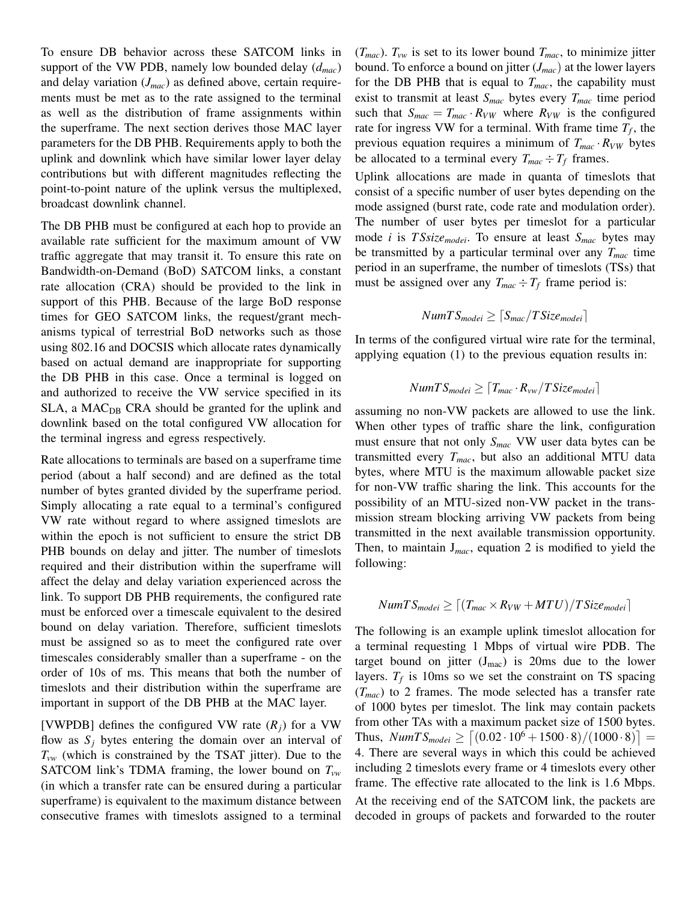To ensure DB behavior across these SATCOM links in support of the VW PDB, namely low bounded delay ($d_{mac}$) and delay variation ($J_{mac}$) as defined above, certain requirements must be met as to the rate assigned to the terminal as well as the distribution of frame assignments within the superframe. The next section derives those MAC layer parameters for the DB PHB. Requirements apply to both the uplink and downlink which have similar lower layer delay contributions but with different magnitudes reflecting the point-to-point nature of the uplink versus the multiplexed, broadcast downlink channel.

The DB PHB must be configured at each hop to provide an available rate sufficient for the maximum amount of VW traffic aggregate that may transit it. To ensure this rate on Bandwidth-on-Demand (BoD) SATCOM links, a constant rate allocation (CRA) should be provided to the link in support of this PHB. Because of the large BoD response times for GEO SATCOM links, the request/grant mechanisms typical of terrestrial BoD networks such as those using 802.16 and DOCSIS which allocate rates dynamically based on actual demand are inappropriate for supporting the DB PHB in this case. Once a terminal is logged on and authorized to receive the VW service specified in its SLA, a $\text{MAC}_{\text{DB}}$ CRA should be granted for the uplink and downlink based on the total configured VW allocation for the terminal ingress and egress respectively.

Rate allocations to terminals are based on a superframe time period (about a half second) and are defined as the total number of bytes granted divided by the superframe period. Simply allocating a rate equal to a terminal's configured VW rate without regard to where assigned timeslots are within the epoch is not sufficient to ensure the strict DB PHB bounds on delay and jitter. The number of timeslots required and their distribution within the superframe will affect the delay and delay variation experienced across the link. To support DB PHB requirements, the configured rate must be enforced over a timescale equivalent to the desired bound on delay variation. Therefore, sufficient timeslots must be assigned so as to meet the configured rate over timescales considerably smaller than a superframe - on the order of 10s of ms. This means that both the number of timeslots and their distribution within the superframe are important in support of the DB PHB at the MAC layer.

[VWPDB] defines the configured VW rate ($R_j$) for a VW flow as $S_j$ bytes entering the domain over an interval of $T_{vw}$ (which is constrained by the TSAT jitter). Due to the SATCOM link's TDMA framing, the lower bound on $T_{vw}$ (in which a transfer rate can be ensured during a particular superframe) is equivalent to the maximum distance between consecutive frames with timeslots assigned to a terminal ($T_{mac}$). $T_{vw}$ is set to its lower bound $T_{mac}$, to minimize jitter bound. To enforce a bound on jitter ($J_{mac}$) at the lower layers for the DB PHB that is equal to $T_{mac}$, the capability must exist to transmit at least $S_{mac}$ bytes every $T_{mac}$ time period such that $S_{mac} = T_{mac} \cdot R_{VW}$ where $R_{VW}$ is the configured rate for ingress VW for a terminal. With frame time $T_f$, the previous equation requires a minimum of $T_{mac} \cdot R_{VW}$ bytes be allocated to a terminal every $T_{mac} \div T_f$ frames.

Uplink allocations are made in quanta of timeslots that consist of a specific number of user bytes depending on the mode assigned (burst rate, code rate and modulation order). The number of user bytes per timeslot for a particular mode $i$ is $TSsize_{modei}$. To ensure at least $S_{mac}$ bytes may be transmitted by a particular terminal over any $T_{mac}$ time period in an superframe, the number of timeslots (TSs) that must be assigned over any $T_{mac} \div T_f$ frame period is:

$$NumTS_{modei} \geq \lceil S_{mac}/TSize_{modei} \rceil$$

In terms of the configured virtual wire rate for the terminal, applying equation (1) to the previous equation results in:

$$NumTS_{modei} \geq \lceil T_{mac} \cdot R_{vw}/TSize_{modei} \rceil$$

assuming no non-VW packets are allowed to use the link. When other types of traffic share the link, configuration must ensure that not only $S_{mac}$ VW user data bytes can be transmitted every $T_{mac}$, but also an additional MTU data bytes, where MTU is the maximum allowable packet size for non-VW traffic sharing the link. This accounts for the possibility of an MTU-sized non-VW packet in the transmission stream blocking arriving VW packets from being transmitted in the next available transmission opportunity. Then, to maintain $J_{mac}$, equation 2 is modified to yield the following:

$$NumTS_{modei} \geq \lceil (T_{mac} \times R_{VW} + MTU)/TSize_{modei} \rceil$$

The following is an example uplink timeslot allocation for a terminal requesting 1 Mbps of virtual wire PDB. The target bound on jitter ($J_{mac}$) is 20ms due to the lower layers. $T_f$ is 10ms so we set the constraint on TS spacing ($T_{mac}$) to 2 frames. The mode selected has a transfer rate of 1000 bytes per timeslot. The link may contain packets from other TAs with a maximum packet size of 1500 bytes. Thus, $NumTS_{modei} \geq \lceil (0.02 \cdot 10^6 + 1500 \cdot 8)/(1000 \cdot 8) \rceil = 4$. There are several ways in which this could be achieved including 2 timeslots every frame or 4 timeslots every other frame. The effective rate allocated to the link is 1.6 Mbps.

At the receiving end of the SATCOM link, the packets are decoded in groups of packets and forwarded to the router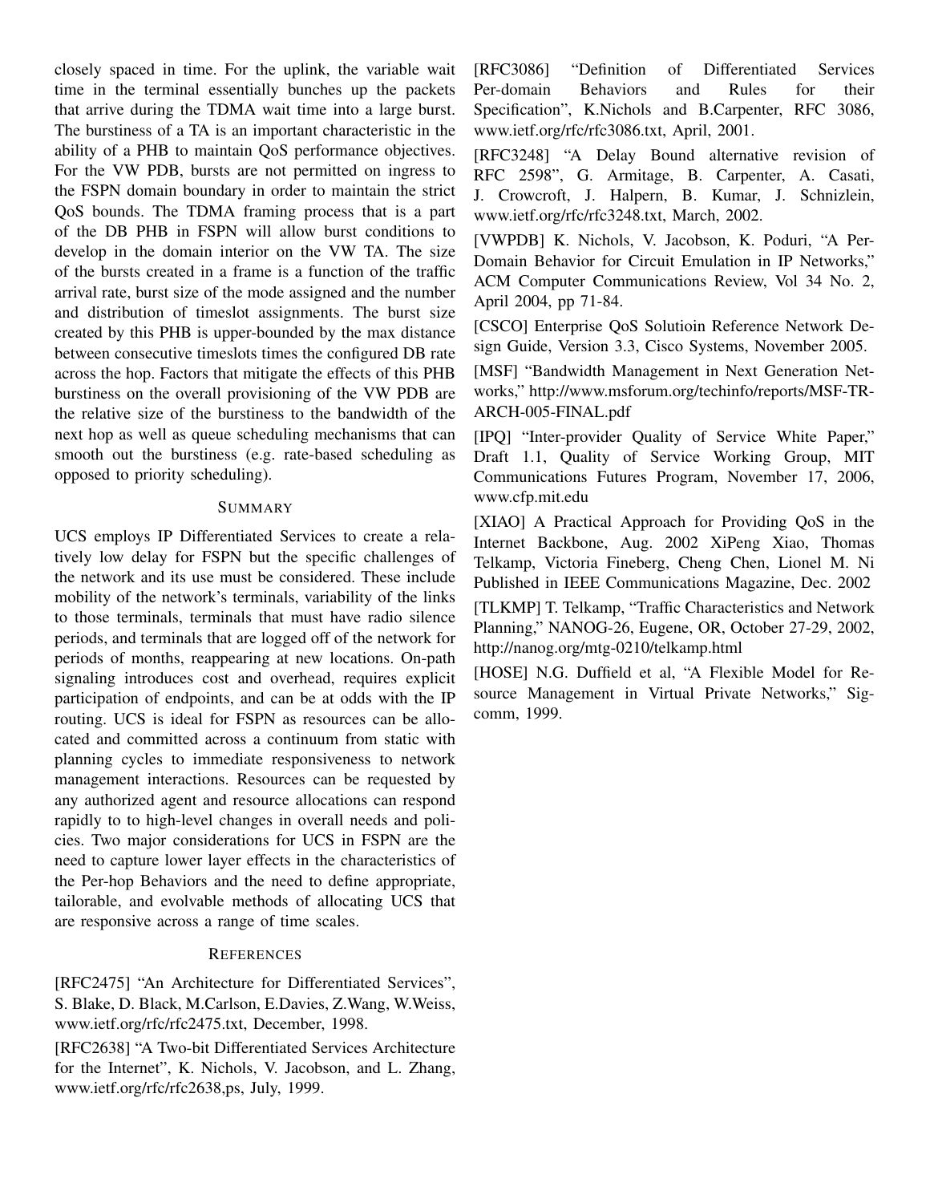closely spaced in time. For the uplink, the variable wait time in the terminal essentially bunches up the packets that arrive during the TDMA wait time into a large burst. The burstiness of a TA is an important characteristic in the ability of a PHB to maintain QoS performance objectives. For the VW PDB, bursts are not permitted on ingress to the FSPN domain boundary in order to maintain the strict QoS bounds. The TDMA framing process that is a part of the DB PHB in FSPN will allow burst conditions to develop in the domain interior on the VW TA. The size of the bursts created in a frame is a function of the traffic arrival rate, burst size of the mode assigned and the number and distribution of timeslot assignments. The burst size created by this PHB is upper-bounded by the max distance between consecutive timeslots times the configured DB rate across the hop. Factors that mitigate the effects of this PHB burstiness on the overall provisioning of the VW PDB are the relative size of the burstiness to the bandwidth of the next hop as well as queue scheduling mechanisms that can smooth out the burstiness (e.g. rate-based scheduling as opposed to priority scheduling).

## Summary

UCS employs IP Differentiated Services to create a relatively low delay for FSPN but the specific challenges of the network and its use must be considered. These include mobility of the network's terminals, variability of the links to those terminals, terminals that must have radio silence periods, and terminals that are logged off of the network for periods of months, reappearing at new locations. On-path signaling introduces cost and overhead, requires explicit participation of endpoints, and can be at odds with the IP routing. UCS is ideal for FSPN as resources can be allocated and committed across a continuum from static with planning cycles to immediate responsiveness to network management interactions. Resources can be requested by any authorized agent and resource allocations can respond rapidly to to high-level changes in overall needs and policies. Two major considerations for UCS in FSPN are the need to capture lower layer effects in the characteristics of the Per-hop Behaviors and the need to define appropriate, tailorable, and evolvable methods of allocating UCS that are responsive across a range of time scales.

## References

[RFC2475] "An Architecture for Differentiated Services", S. Blake, D. Black, M.Carlson, E.Davies, Z.Wang, W.Weiss, www.ietf.org/rfc/rfc2475.txt, December, 1998.

[RFC2638] "A Two-bit Differentiated Services Architecture for the Internet", K. Nichols, V. Jacobson, and L. Zhang, www.ietf.org/rfc/rfc2638,ps, July, 1999.

[RFC3086] "Definition of Differentiated Services Per-domain Behaviors and Rules for their Specification", K.Nichols and B.Carpenter, RFC 3086, www.ietf.org/rfc/rfc3086.txt, April, 2001.

[RFC3248] "A Delay Bound alternative revision of RFC 2598", G. Armitage, B. Carpenter, A. Casati, J. Crowcroft, J. Halpern, B. Kumar, J. Schnizlein, www.ietf.org/rfc/rfc3248.txt, March, 2002.

[VWPDB] K. Nichols, V. Jacobson, K. Poduri, "A Per-Domain Behavior for Circuit Emulation in IP Networks," ACM Computer Communications Review, Vol 34 No. 2, April 2004, pp 71-84.

[CSCO] Enterprise QoS Solutioin Reference Network Design Guide, Version 3.3, Cisco Systems, November 2005.

[MSF] "Bandwidth Management in Next Generation Networks," http://www.msforum.org/techinfo/reports/MSF-TR-ARCH-005-FINAL.pdf

[IPQ] "Inter-provider Quality of Service White Paper," Draft 1.1, Quality of Service Working Group, MIT Communications Futures Program, November 17, 2006, www.cfp.mit.edu

[XIAO] A Practical Approach for Providing QoS in the Internet Backbone, Aug. 2002 XiPeng Xiao, Thomas Telkamp, Victoria Fineberg, Cheng Chen, Lionel M. Ni Published in IEEE Communications Magazine, Dec. 2002

[TLKMP] T. Telkamp, "Traffic Characteristics and Network Planning," NANOG-26, Eugene, OR, October 27-29, 2002, http://nanog.org/mtg-0210/telkamp.html

[HOSE] N.G. Duffield et al, "A Flexible Model for Resource Management in Virtual Private Networks," Sigcomm, 1999.